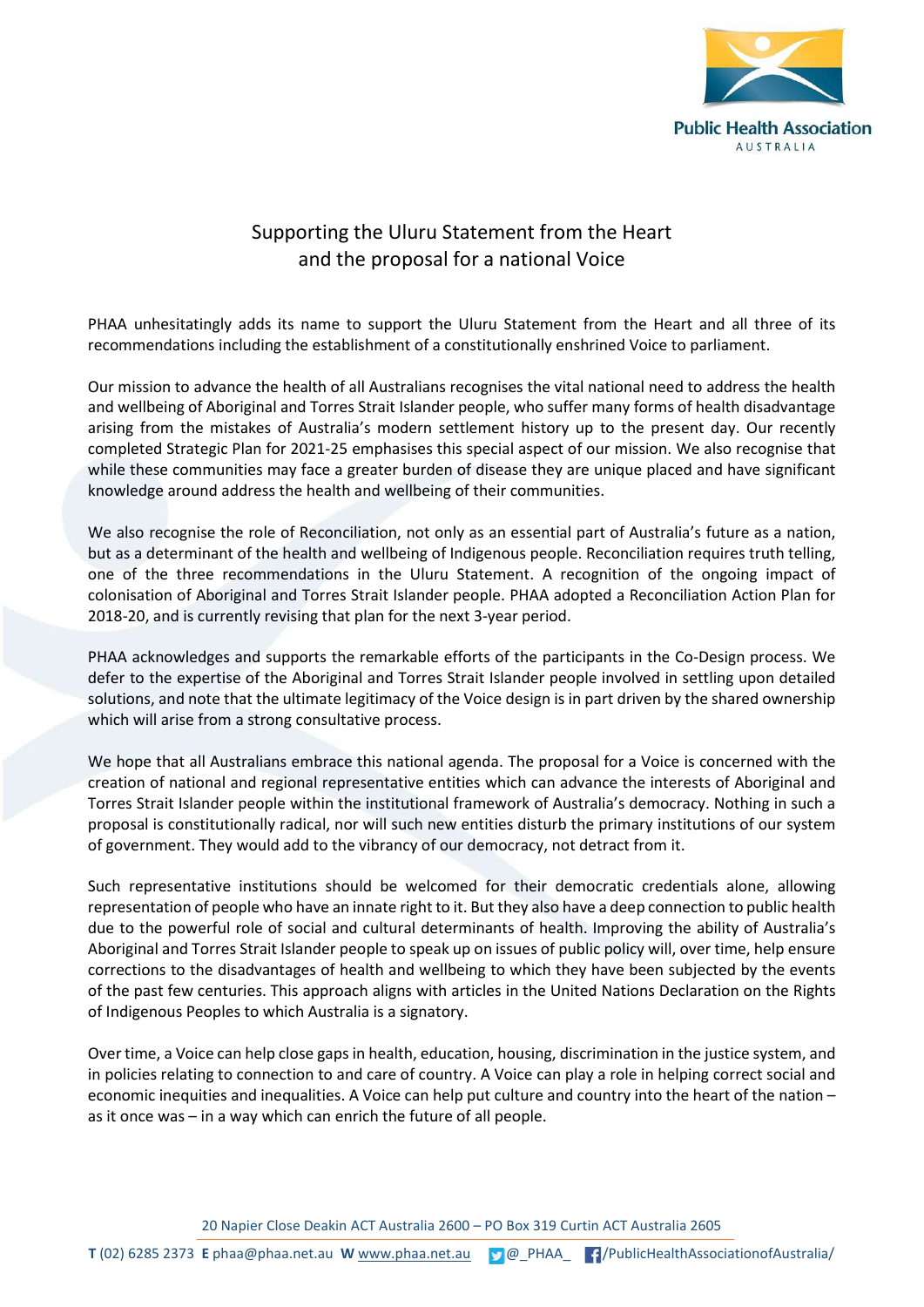# Supporting the Uluru Statement from the Heart and the proposal for a national Voice

PHAA unhesitatingly adds its name to support the Uluru Statement from the Heart and all three of its recommendations including the establishment of a constitutionally enshrined Voice to parliament.

Our mission to advance the health of all Australians recognises the vital national need to address the health and wellbeing of Aboriginal and Torres Strait Islander people, who suffer many forms of health disadvantage arising from the mistakes of Australia's modern settlement history up to the present day. Our recently completed Strategic Plan for 2021-25 emphasises this special aspect of our mission. We also recognise that while these communities may face a greater burden of disease they are unique placed and have significant knowledge around address the health and wellbeing of their communities.

We also recognise the role of Reconciliation, not only as an essential part of Australia's future as a nation, but as a determinant of the health and wellbeing of Indigenous people. Reconciliation requires truth telling, one of the three recommendations in the Uluru Statement. A recognition of the ongoing impact of colonisation of Aboriginal and Torres Strait Islander people. PHAA adopted a Reconciliation Action Plan for 2018-20, and is currently revising that plan for the next 3-year period.

PHAA acknowledges and supports the remarkable efforts of the participants in the Co-Design process. We defer to the expertise of the Aboriginal and Torres Strait Islander people involved in settling upon detailed solutions, and note that the ultimate legitimacy of the Voice design is in part driven by the shared ownership which will arise from a strong consultative process.

We hope that all Australians embrace this national agenda. The proposal for a Voice is concerned with the creation of national and regional representative entities which can advance the interests of Aboriginal and Torres Strait Islander people within the institutional framework of Australia's democracy. Nothing in such a proposal is constitutionally radical, nor will such new entities disturb the primary institutions of our system of government. They would add to the vibrancy of our democracy, not detract from it.

Such representative institutions should be welcomed for their democratic credentials alone, allowing representation of people who have an innate right to it. But they also have a deep connection to public health due to the powerful role of social and cultural determinants of health. Improving the ability of Australia's Aboriginal and Torres Strait Islander people to speak up on issues of public policy will, over time, help ensure corrections to the disadvantages of health and wellbeing to which they have been subjected by the events of the past few centuries. This approach aligns with articles in the United Nations Declaration on the Rights of Indigenous Peoples to which Australia is a signatory.

Over time, a Voice can help close gaps in health, education, housing, discrimination in the justice system, and in policies relating to connection to and care of country. A Voice can play a role in helping correct social and economic inequities and inequalities. A Voice can help put culture and country into the heart of the nation – as it once was – in a way which can enrich the future of all people.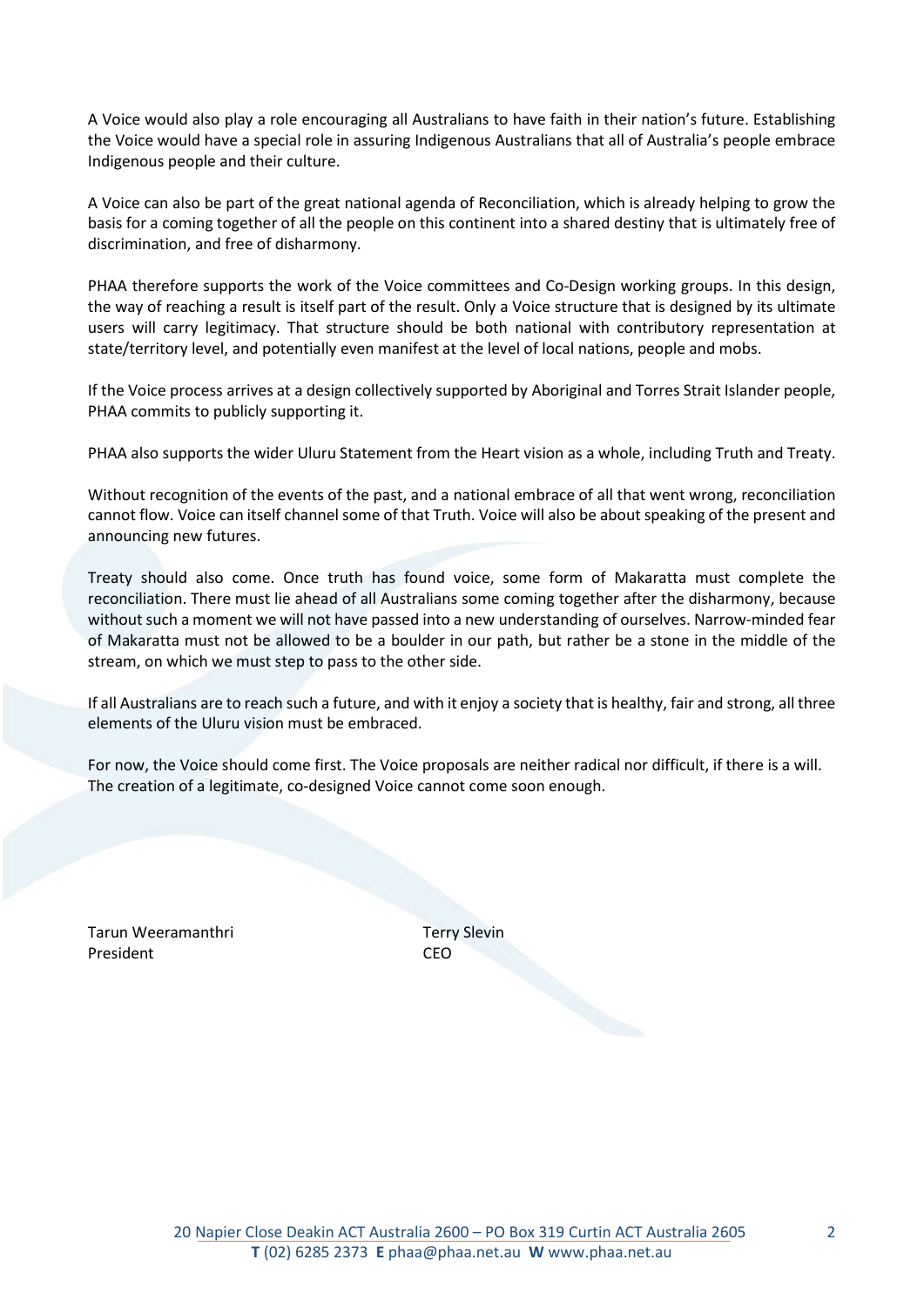A Voice would also play a role encouraging all Australians to have faith in their nation's future. Establishing the Voice would have a special role in assuring Indigenous Australians that all of Australia's people embrace Indigenous people and their culture.

A Voice can also be part of the great national agenda of Reconciliation, which is already helping to grow the basis for a coming together of all the people on this continent into a shared destiny that is ultimately free of discrimination, and free of disharmony.

PHAA therefore supports the work of the Voice committees and Co-Design working groups. In this design, the way of reaching a result is itself part of the result. Only a Voice structure that is designed by its ultimate users will carry legitimacy. That structure should be both national with contributory representation at state/territory level, and potentially even manifest at the level of local nations, people and mobs.

If the Voice process arrives at a design collectively supported by Aboriginal and Torres Strait Islander people, PHAA commits to publicly supporting it.

PHAA also supports the wider Uluru Statement from the Heart vision as a whole, including Truth and Treaty.

Without recognition of the events of the past, and a national embrace of all that went wrong, reconciliation cannot flow. Voice can itself channel some of that Truth. Voice will also be about speaking of the present and announcing new futures.

Treaty should also come. Once truth has found voice, some form of Makaratta must complete the reconciliation. There must lie ahead of all Australians some coming together after the disharmony, because without such a moment we will not have passed into a new understanding of ourselves. Narrow-minded fear of Makaratta must not be allowed to be a boulder in our path, but rather be a stone in the middle of the stream, on which we must step to pass to the other side.

If all Australians are to reach such a future, and with it enjoy a society that is healthy, fair and strong, all three elements of the Uluru vision must be embraced.

For now, the Voice should come first. The Voice proposals are neither radical nor difficult, if there is a will. The creation of a legitimate, co-designed Voice cannot come soon enough.

Tarun Weeramanthri
President

Terry Slevin
CEO

20 Napier Close Deakin ACT Australia 2600 – PO Box 319 Curtin ACT Australia 2605
**T** (02) 6285 2373 **E** phaa@phaa.net.au **W** www.phaa.net.au